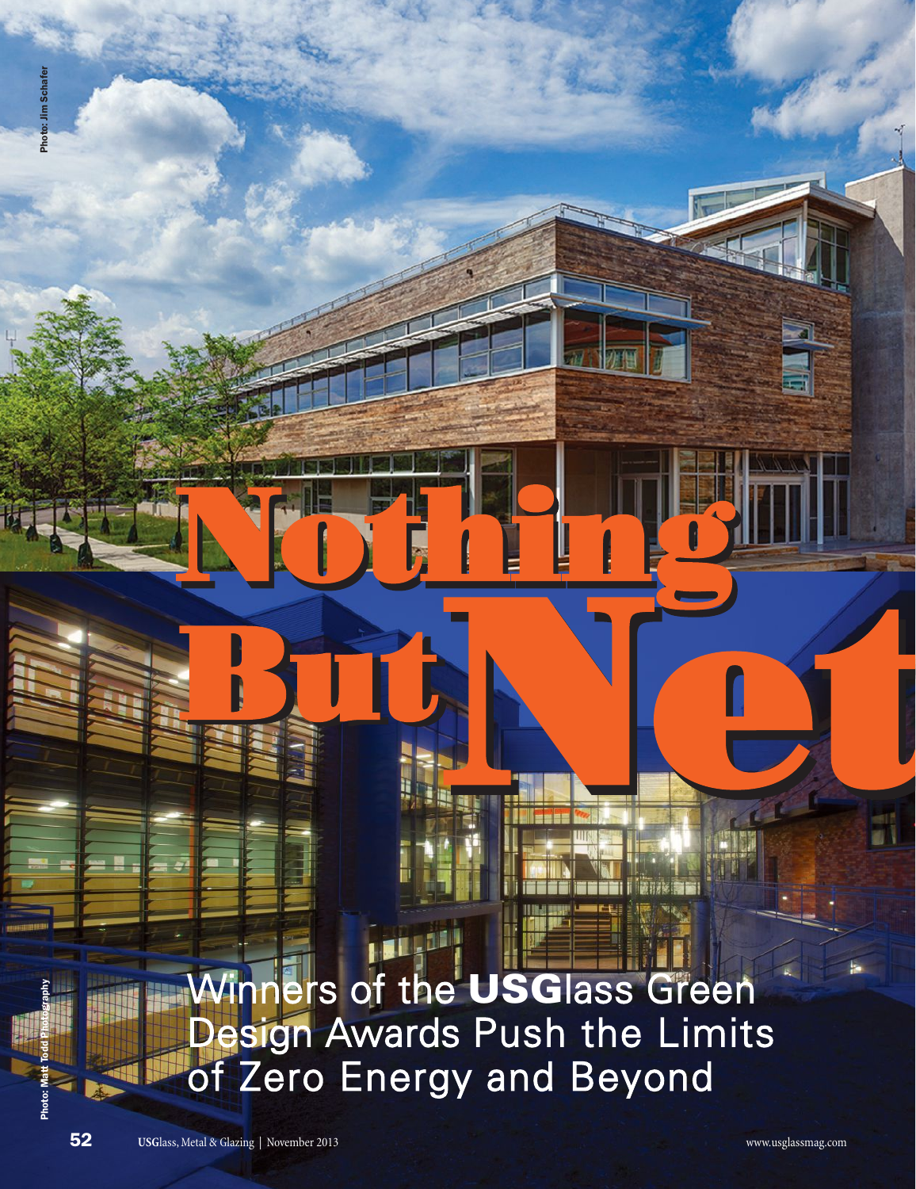Photo: Jim Schafer

# Nothing But Net

## Winners of the USGlass Green Design Awards Push the Limits of Zero Energy and Beyond

Photo: Matt Todd Photography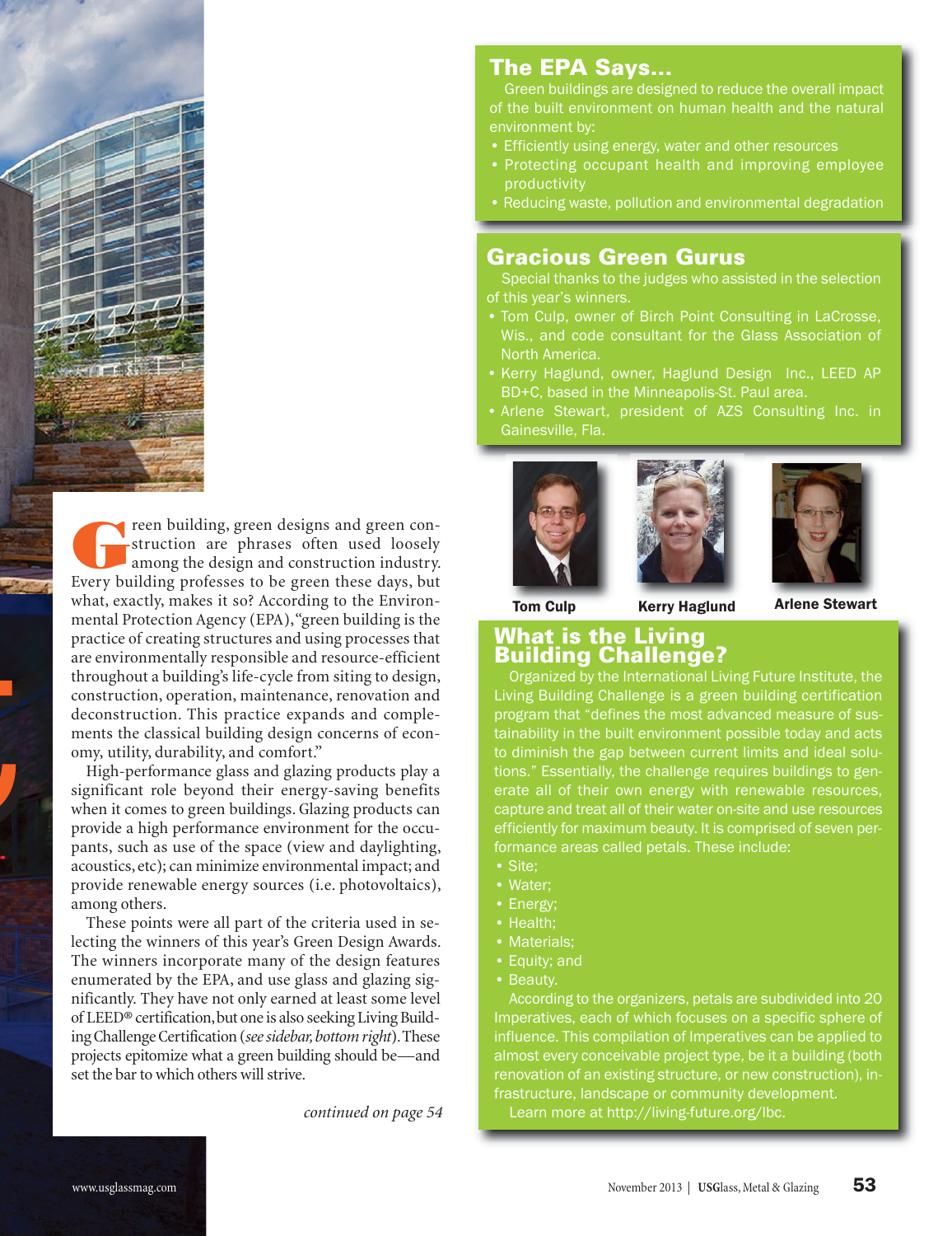Green building, green designs and green construction are phrases often used loosely among the design and construction industry. Every building professes to be green these days, but what, exactly, makes it so? According to the Environmental Protection Agency (EPA), "green building is the practice of creating structures and using processes that are environmentally responsible and resource-efficient throughout a building's life-cycle from siting to design, construction, operation, maintenance, renovation and deconstruction. This practice expands and complements the classical building design concerns of economy, utility, durability, and comfort."

High-performance glass and glazing products play a significant role beyond their energy-saving benefits when it comes to green buildings. Glazing products can provide a high performance environment for the occupants, such as use of the space (view and daylighting, acoustics, etc); can minimize environmental impact; and provide renewable energy sources (i.e. photovoltaics), among others.

These points were all part of the criteria used in selecting the winners of this year's Green Design Awards. The winners incorporate many of the design features enumerated by the EPA, and use glass and glazing significantly. They have not only earned at least some level of LEED® certification, but one is also seeking Living Building Challenge Certification (*see sidebar, bottom right*). These projects epitomize what a green building should be—and set the bar to which others will strive.

*continued on page 54*

## The EPA Says...

Green buildings are designed to reduce the overall impact of the built environment on human health and the natural environment by:

- Efficiently using energy, water and other resources
- Protecting occupant health and improving employee productivity
- Reducing waste, pollution and environmental degradation

## Gracious Green Gurus

Special thanks to the judges who assisted in the selection of this year's winners.

- Tom Culp, owner of Birch Point Consulting in LaCrosse, Wis., and code consultant for the Glass Association of North America.
- Kerry Haglund, owner, Haglund Design Inc., LEED AP BD+C, based in the Minneapolis-St. Paul area.
- Arlene Stewart, president of AZS Consulting Inc. in Gainesville, Fla.

**Tom Culp** **Kerry Haglund** **Arlene Stewart**

## What is the Living Building Challenge?

Organized by the International Living Future Institute, the Living Building Challenge is a green building certification program that "defines the most advanced measure of sustainability in the built environment possible today and acts to diminish the gap between current limits and ideal solutions." Essentially, the challenge requires buildings to generate all of their own energy with renewable resources, capture and treat all of their water on-site and use resources efficiently for maximum beauty. It is comprised of seven performance areas called petals. These include:

- Site;
- Water;
- Energy;
- Health;
- Materials;
- Equity; and
- Beauty.

According to the organizers, petals are subdivided into 20 Imperatives, each of which focuses on a specific sphere of influence. This compilation of Imperatives can be applied to almost every conceivable project type, be it a building (both renovation of an existing structure, or new construction), infrastructure, landscape or community development.

Learn more at http://living-future.org/lbc.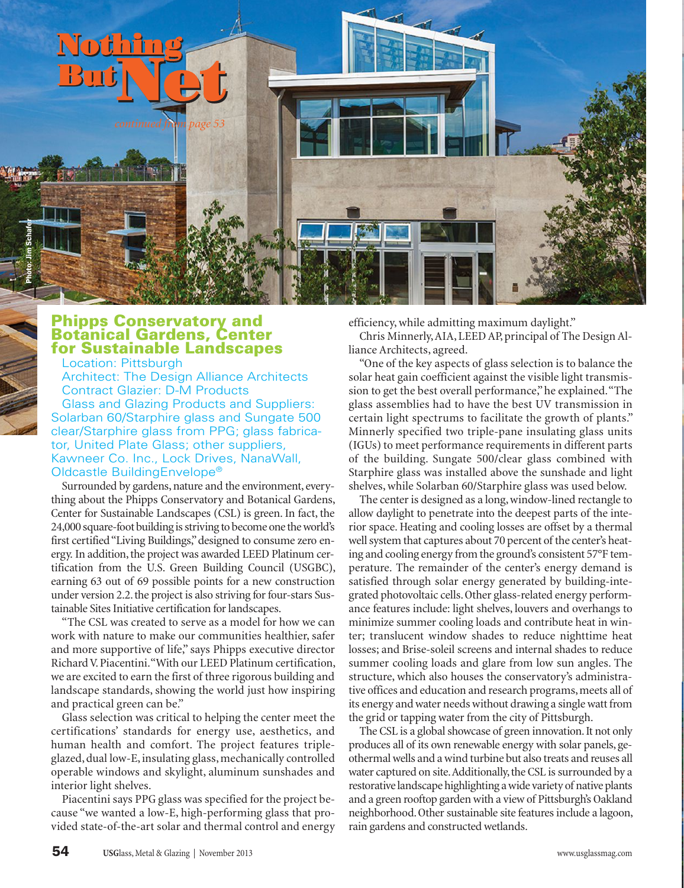# Nothing But Net

*continued from page 53*

Photo: Jim Schafer

## Phipps Conservatory and Botanical Gardens, Center for Sustainable Landscapes

Location: Pittsburgh
Architect: The Design Alliance Architects
Contract Glazier: D-M Products
Glass and Glazing Products and Suppliers: Solarban 60/Starphire glass and Sungate 500 clear/Starphire glass from PPG; glass fabricator, United Plate Glass; other suppliers, Kawneer Co. Inc., Lock Drives, NanaWall, Oldcastle BuildingEnvelope®

Surrounded by gardens, nature and the environment, everything about the Phipps Conservatory and Botanical Gardens, Center for Sustainable Landscapes (CSL) is green. In fact, the 24,000 square-foot building is striving to become one the world's first certified "Living Buildings," designed to consume zero energy. In addition, the project was awarded LEED Platinum certification from the U.S. Green Building Council (USGBC), earning 63 out of 69 possible points for a new construction under version 2.2. the project is also striving for four-stars Sustainable Sites Initiative certification for landscapes.

"The CSL was created to serve as a model for how we can work with nature to make our communities healthier, safer and more supportive of life," says Phipps executive director Richard V. Piacentini. "With our LEED Platinum certification, we are excited to earn the first of three rigorous building and landscape standards, showing the world just how inspiring and practical green can be."

Glass selection was critical to helping the center meet the certifications' standards for energy use, aesthetics, and human health and comfort. The project features triple-glazed, dual low-E, insulating glass, mechanically controlled operable windows and skylight, aluminum sunshades and interior light shelves.

Piacentini says PPG glass was specified for the project because "we wanted a low-E, high-performing glass that provided state-of-the-art solar and thermal control and energy efficiency, while admitting maximum daylight."

Chris Minnerly, AIA, LEED AP, principal of The Design Alliance Architects, agreed.

"One of the key aspects of glass selection is to balance the solar heat gain coefficient against the visible light transmission to get the best overall performance," he explained. "The glass assemblies had to have the best UV transmission in certain light spectrums to facilitate the growth of plants." Minnerly specified two triple-pane insulating glass units (IGUs) to meet performance requirements in different parts of the building. Sungate 500/clear glass combined with Starphire glass was installed above the sunshade and light shelves, while Solarban 60/Starphire glass was used below.

The center is designed as a long, window-lined rectangle to allow daylight to penetrate into the deepest parts of the interior space. Heating and cooling losses are offset by a thermal well system that captures about 70 percent of the center's heating and cooling energy from the ground's consistent 57°F temperature. The remainder of the center's energy demand is satisfied through solar energy generated by building-integrated photovoltaic cells. Other glass-related energy performance features include: light shelves, louvers and overhangs to minimize summer cooling loads and contribute heat in winter; translucent window shades to reduce nighttime heat losses; and Brise-soleil screens and internal shades to reduce summer cooling loads and glare from low sun angles. The structure, which also houses the conservatory's administrative offices and education and research programs, meets all of its energy and water needs without drawing a single watt from the grid or tapping water from the city of Pittsburgh.

The CSL is a global showcase of green innovation. It not only produces all of its own renewable energy with solar panels, geothermal wells and a wind turbine but also treats and reuses all water captured on site. Additionally, the CSL is surrounded by a restorative landscape highlighting a wide variety of native plants and a green rooftop garden with a view of Pittsburgh's Oakland neighborhood. Other sustainable site features include a lagoon, rain gardens and constructed wetlands.